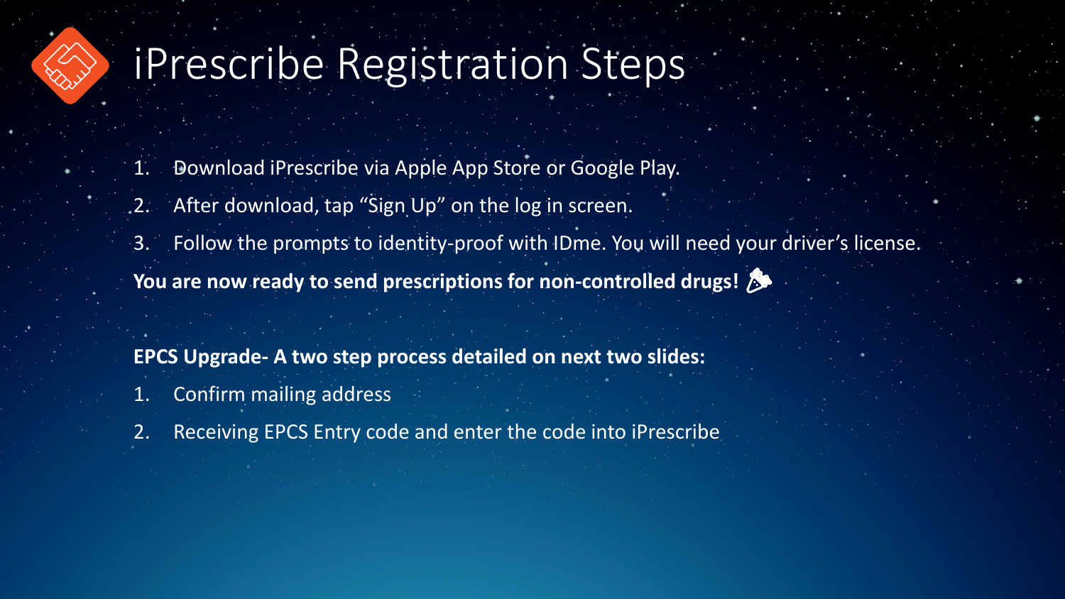# iPrescribe Registration Steps

1. Download iPrescribe via Apple App Store or Google Play.
2. After download, tap “Sign Up” on the log in screen.
3. Follow the prompts to identity-proof with IDme. You will need your driver’s license.

**You are now ready to send prescriptions for non-controlled drugs!**

**EPCS Upgrade- A two step process detailed on next two slides:**

1. Confirm mailing address
2. Receiving EPCS Entry code and enter the code into iPrescribe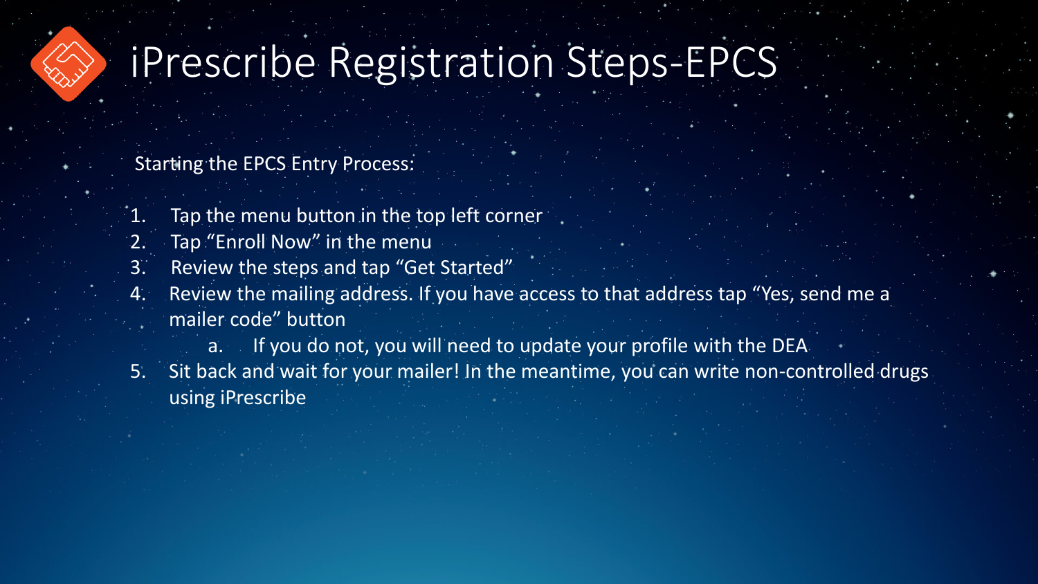# iPrescribe Registration Steps-EPCS

Starting the EPCS Entry Process:

1. Tap the menu button in the top left corner
2. Tap "Enroll Now" in the menu
3. Review the steps and tap "Get Started"
4. Review the mailing address. If you have access to that address tap "Yes, send me a mailer code" button
   a. If you do not, you will need to update your profile with the DEA
5. Sit back and wait for your mailer! In the meantime, you can write non-controlled drugs using iPrescribe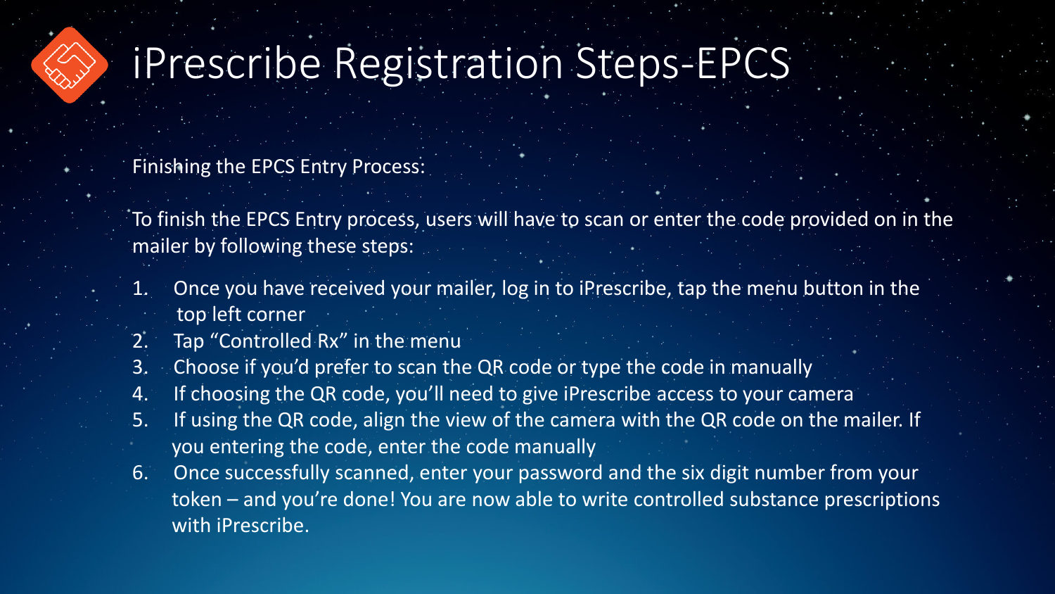# iPrescribe Registration Steps-EPCS

Finishing the EPCS Entry Process:

To finish the EPCS Entry process, users will have to scan or enter the code provided on in the mailer by following these steps:

1. Once you have received your mailer, log in to iPrescribe, tap the menu button in the top left corner
2. Tap “Controlled Rx” in the menu
3. Choose if you’d prefer to scan the QR code or type the code in manually
4. If choosing the QR code, you’ll need to give iPrescribe access to your camera
5. If using the QR code, align the view of the camera with the QR code on the mailer. If you entering the code, enter the code manually
6. Once successfully scanned, enter your password and the six digit number from your token – and you’re done! You are now able to write controlled substance prescriptions with iPrescribe.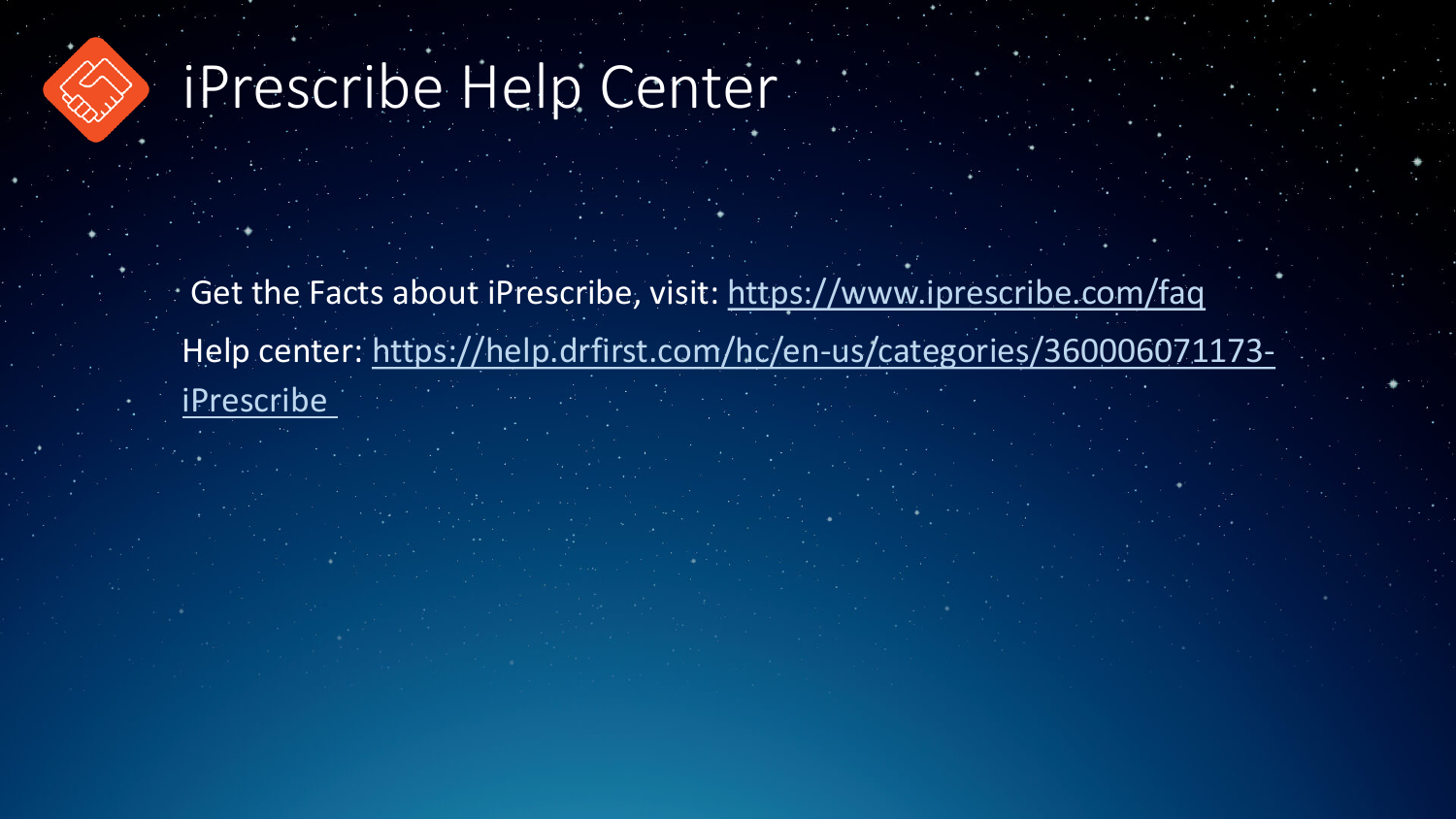# iPrescribe Help Center

Get the Facts about iPrescribe, visit: https://www.iprescribe.com/faq

Help center: https://help.drfirst.com/hc/en-us/categories/360006071173-iPrescribe